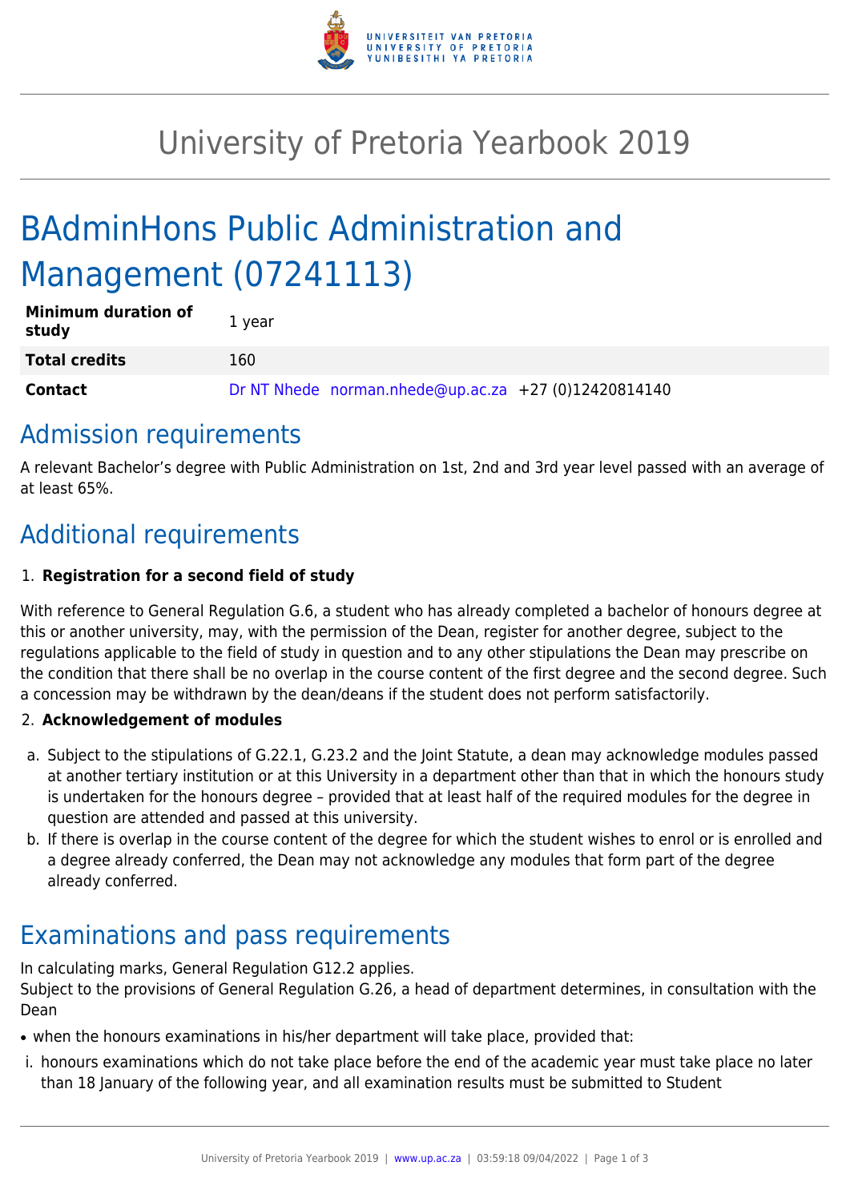# University of Pretoria Yearbook 2019

# BAdminHons Public Administration and Management (07241113)

| | |
|---|---|
| **Minimum duration of study** | 1 year |
| **Total credits** | 160 |
| **Contact** | Dr NT Nhede norman.nhede@up.ac.za +27 (0)12420814140 |

## Admission requirements

A relevant Bachelor's degree with Public Administration on 1st, 2nd and 3rd year level passed with an average of at least 65%.

## Additional requirements

1. **Registration for a second field of study**

With reference to General Regulation G.6, a student who has already completed a bachelor of honours degree at this or another university, may, with the permission of the Dean, register for another degree, subject to the regulations applicable to the field of study in question and to any other stipulations the Dean may prescribe on the condition that there shall be no overlap in the course content of the first degree and the second degree. Such a concession may be withdrawn by the dean/deans if the student does not perform satisfactorily.

2. **Acknowledgement of modules**

a. Subject to the stipulations of G.22.1, G.23.2 and the Joint Statute, a dean may acknowledge modules passed at another tertiary institution or at this University in a department other than that in which the honours study is undertaken for the honours degree – provided that at least half of the required modules for the degree in question are attended and passed at this university.
b. If there is overlap in the course content of the degree for which the student wishes to enrol or is enrolled and a degree already conferred, the Dean may not acknowledge any modules that form part of the degree already conferred.

## Examinations and pass requirements

In calculating marks, General Regulation G12.2 applies.
Subject to the provisions of General Regulation G.26, a head of department determines, in consultation with the Dean

- when the honours examinations in his/her department will take place, provided that:

i. honours examinations which do not take place before the end of the academic year must take place no later than 18 January of the following year, and all examination results must be submitted to Student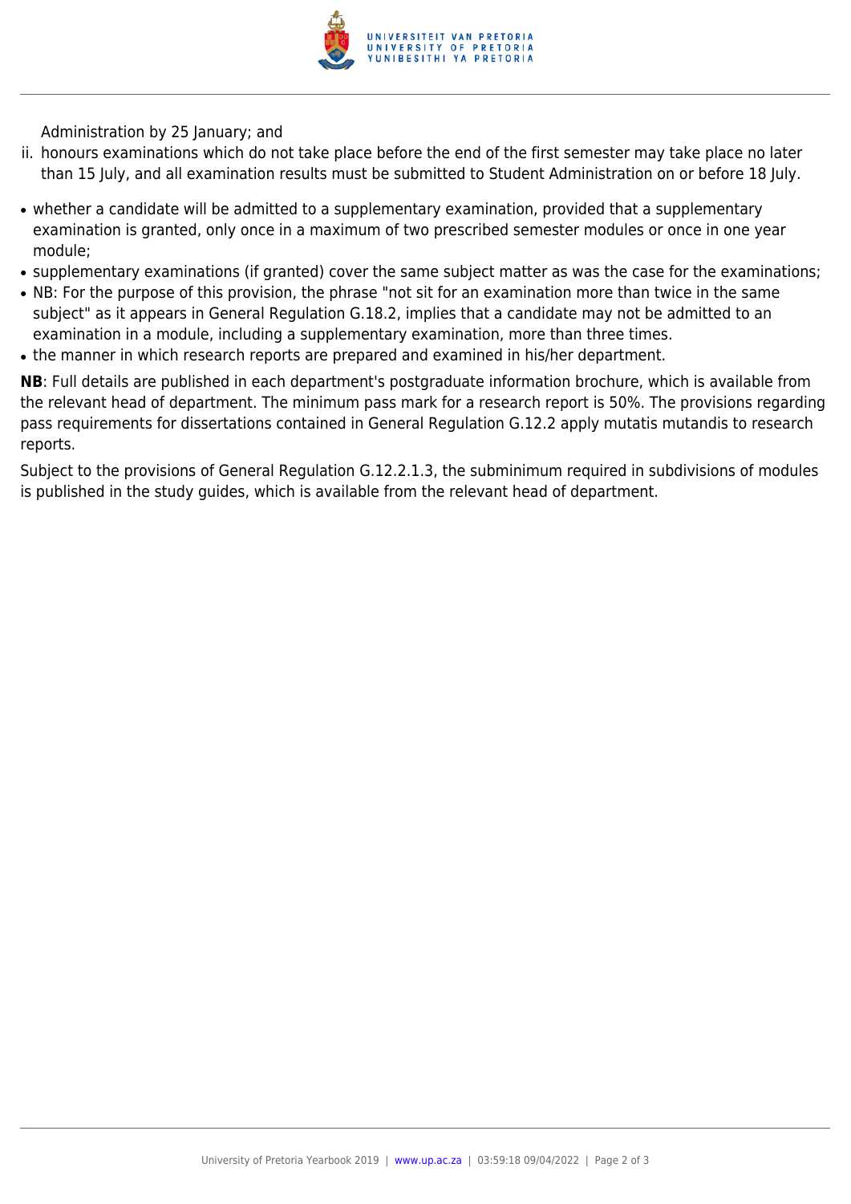Administration by 25 January; and

ii. honours examinations which do not take place before the end of the first semester may take place no later than 15 July, and all examination results must be submitted to Student Administration on or before 18 July.

- whether a candidate will be admitted to a supplementary examination, provided that a supplementary examination is granted, only once in a maximum of two prescribed semester modules or once in one year module;
- supplementary examinations (if granted) cover the same subject matter as was the case for the examinations;
- NB: For the purpose of this provision, the phrase "not sit for an examination more than twice in the same subject" as it appears in General Regulation G.18.2, implies that a candidate may not be admitted to an examination in a module, including a supplementary examination, more than three times.
- the manner in which research reports are prepared and examined in his/her department.

**NB**: Full details are published in each department's postgraduate information brochure, which is available from the relevant head of department. The minimum pass mark for a research report is 50%. The provisions regarding pass requirements for dissertations contained in General Regulation G.12.2 apply mutatis mutandis to research reports.

Subject to the provisions of General Regulation G.12.2.1.3, the subminimum required in subdivisions of modules is published in the study guides, which is available from the relevant head of department.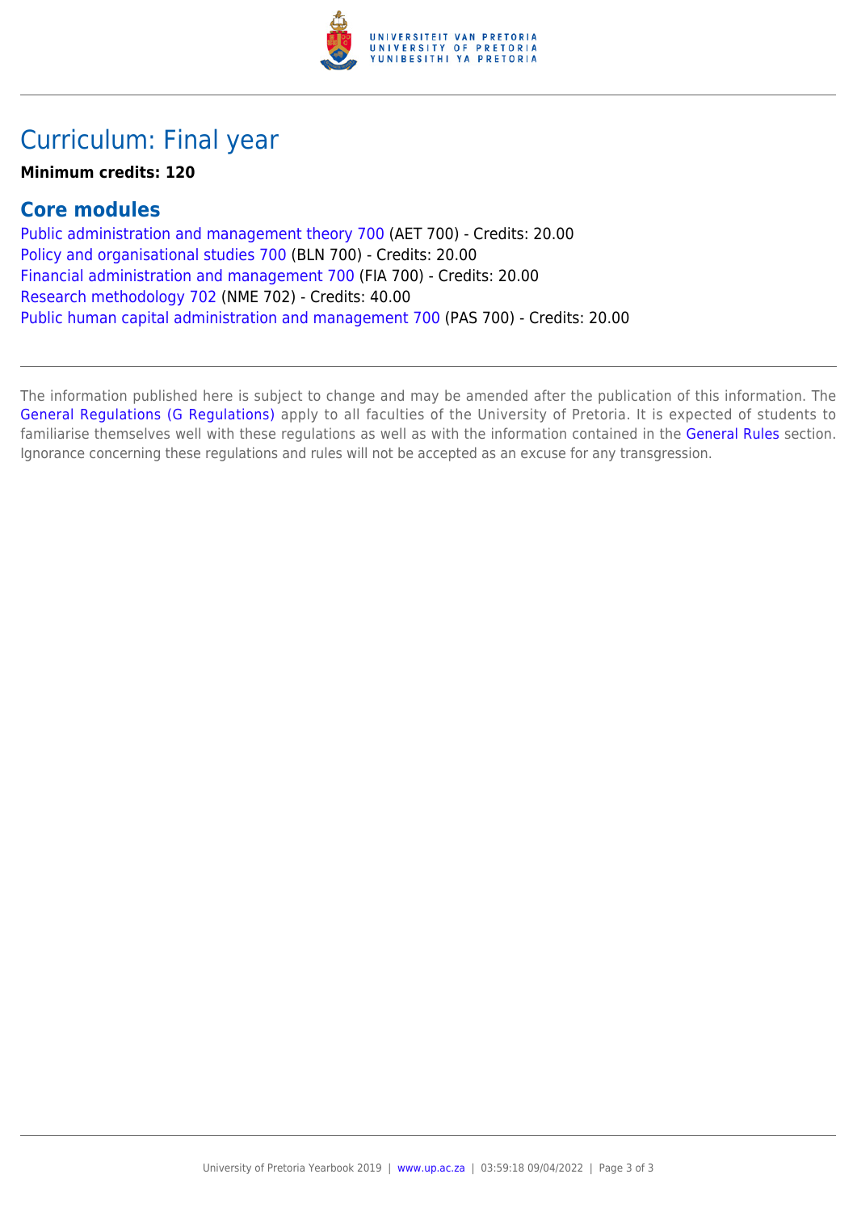# Curriculum: Final year

**Minimum credits: 120**

## Core modules

Public administration and management theory 700 (AET 700) - Credits: 20.00
Policy and organisational studies 700 (BLN 700) - Credits: 20.00
Financial administration and management 700 (FIA 700) - Credits: 20.00
Research methodology 702 (NME 702) - Credits: 40.00
Public human capital administration and management 700 (PAS 700) - Credits: 20.00

---

The information published here is subject to change and may be amended after the publication of this information. The General Regulations (G Regulations) apply to all faculties of the University of Pretoria. It is expected of students to familiarise themselves well with these regulations as well as with the information contained in the General Rules section. Ignorance concerning these regulations and rules will not be accepted as an excuse for any transgression.